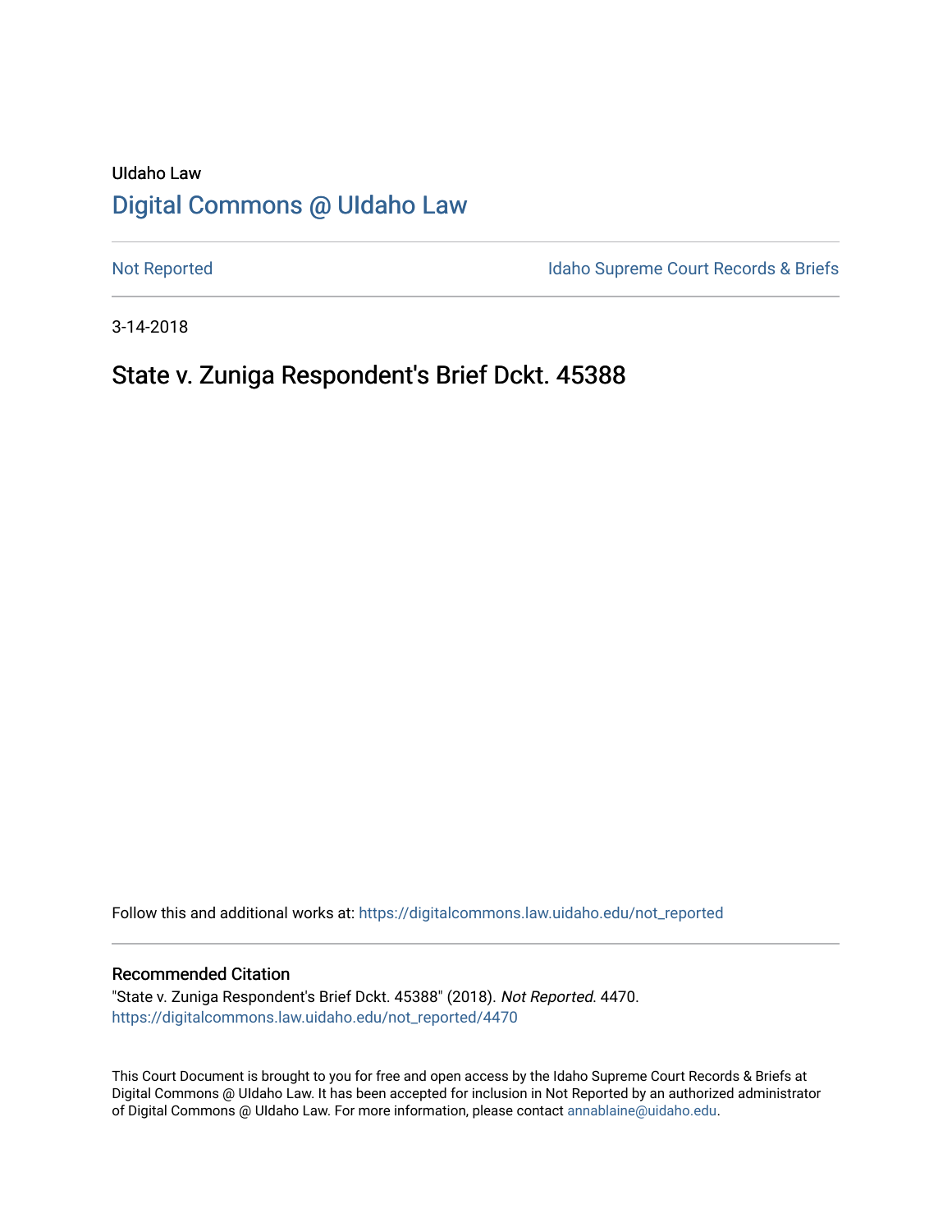UIdaho Law

# Digital Commons @ UIdaho Law

Not Reported | Idaho Supreme Court Records & Briefs

3-14-2018

## State v. Zuniga Respondent's Brief Dckt. 45388

Follow this and additional works at: https://digitalcommons.law.uidaho.edu/not_reported

### Recommended Citation

"State v. Zuniga Respondent's Brief Dckt. 45388" (2018). *Not Reported*. 4470.
https://digitalcommons.law.uidaho.edu/not_reported/4470

This Court Document is brought to you for free and open access by the Idaho Supreme Court Records & Briefs at Digital Commons @ UIdaho Law. It has been accepted for inclusion in Not Reported by an authorized administrator of Digital Commons @ UIdaho Law. For more information, please contact annablaine@uidaho.edu.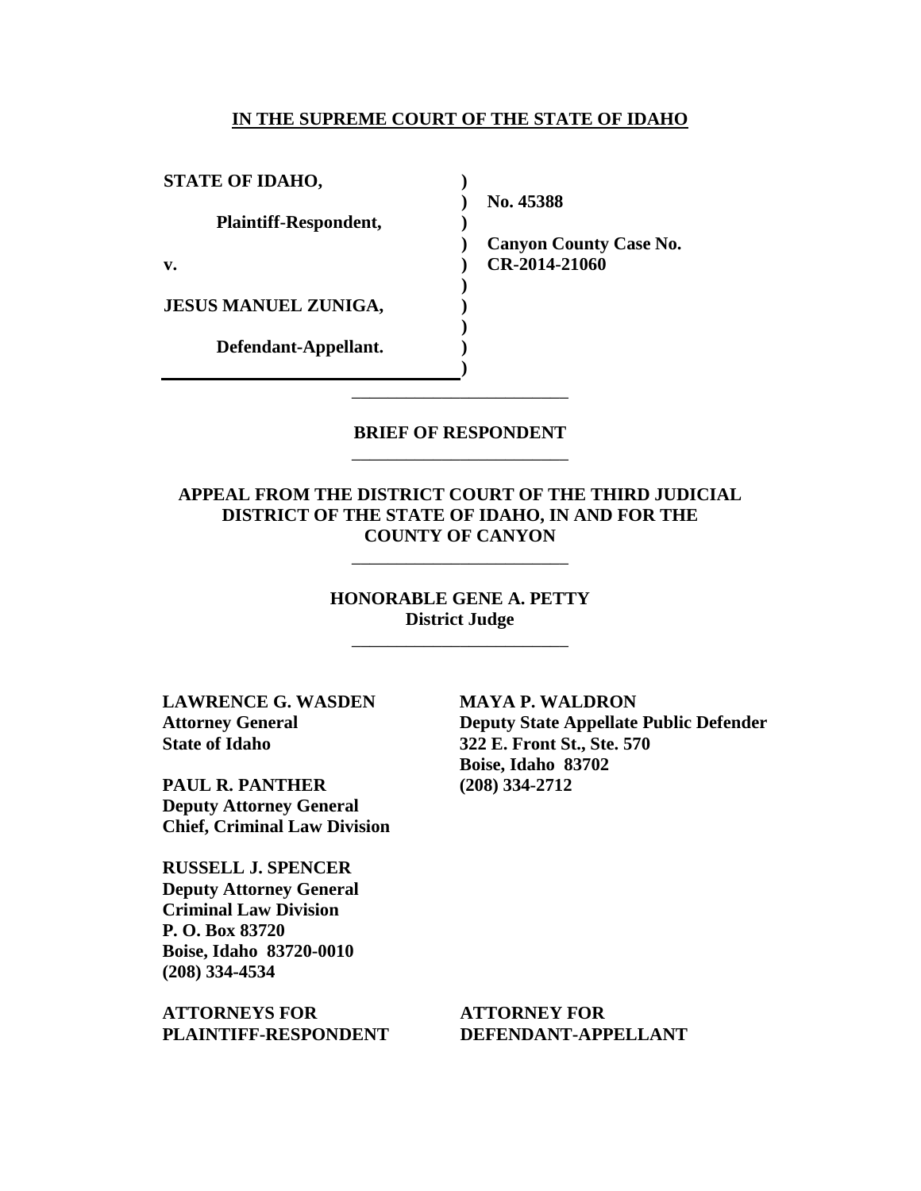**IN THE SUPREME COURT OF THE STATE OF IDAHO**

| | | |
|---|---|---|
| **STATE OF IDAHO,** | ) | |
| | ) | **No. 45388** |
| **Plaintiff-Respondent,** | ) | |
| | ) | **Canyon County Case No.** |
| **v.** | ) | **CR-2014-21060** |
| | ) | |
| **JESUS MANUEL ZUNIGA,** | ) | |
| | ) | |
| **Defendant-Appellant.** | ) | |
| | ) | |

---

**BRIEF OF RESPONDENT**

---

**APPEAL FROM THE DISTRICT COURT OF THE THIRD JUDICIAL DISTRICT OF THE STATE OF IDAHO, IN AND FOR THE COUNTY OF CANYON**

---

**HONORABLE GENE A. PETTY**
**District Judge**

---

**LAWRENCE G. WASDEN**
**Attorney General**
**State of Idaho**

**PAUL R. PANTHER**
**Deputy Attorney General**
**Chief, Criminal Law Division**

**RUSSELL J. SPENCER**
**Deputy Attorney General**
**Criminal Law Division**
**P. O. Box 83720**
**Boise, Idaho 83720-0010**
**(208) 334-4534**

**ATTORNEYS FOR PLAINTIFF-RESPONDENT**

**MAYA P. WALDRON**
**Deputy State Appellate Public Defender**
**322 E. Front St., Ste. 570**
**Boise, Idaho 83702**
**(208) 334-2712**

**ATTORNEY FOR DEFENDANT-APPELLANT**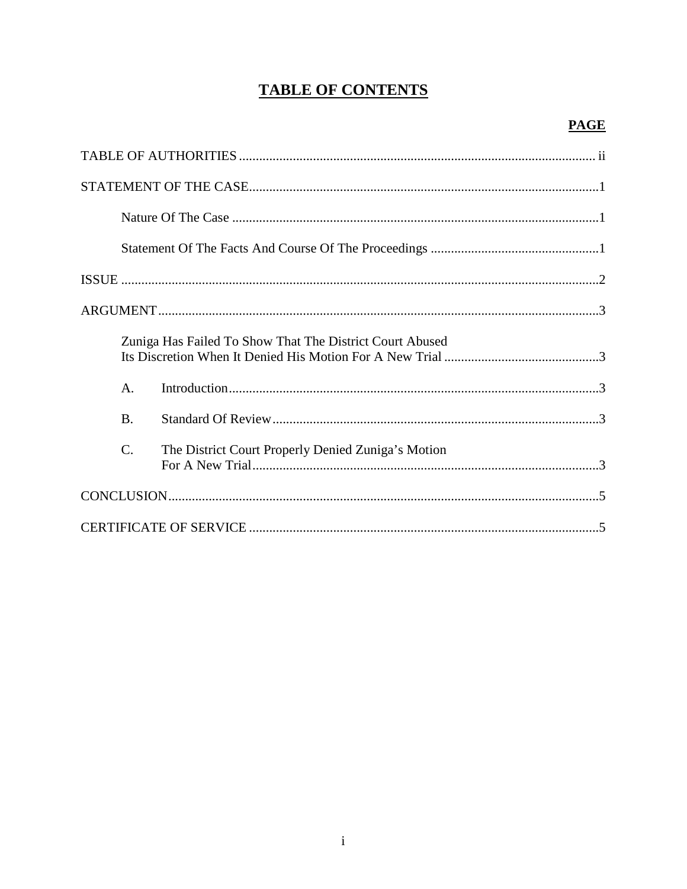# TABLE OF CONTENTS

**PAGE**

TABLE OF AUTHORITIES ........................................................................................................ ii

STATEMENT OF THE CASE........................................................................................................1

Nature Of The Case ..............................................................................................................1

Statement Of The Facts And Course Of The Proceedings ...................................................1

ISSUE ..............................................................................................................................................2

ARGUMENT ....................................................................................................................................3

Zuniga Has Failed To Show That The District Court Abused Its Discretion When It Denied His Motion For A New Trial ..............................................3

A. Introduction..............................................................................................................3

B. Standard Of Review..................................................................................................3

C. The District Court Properly Denied Zuniga's Motion For A New Trial.......................................................................................................3

CONCLUSION.................................................................................................................................5

CERTIFICATE OF SERVICE .........................................................................................................5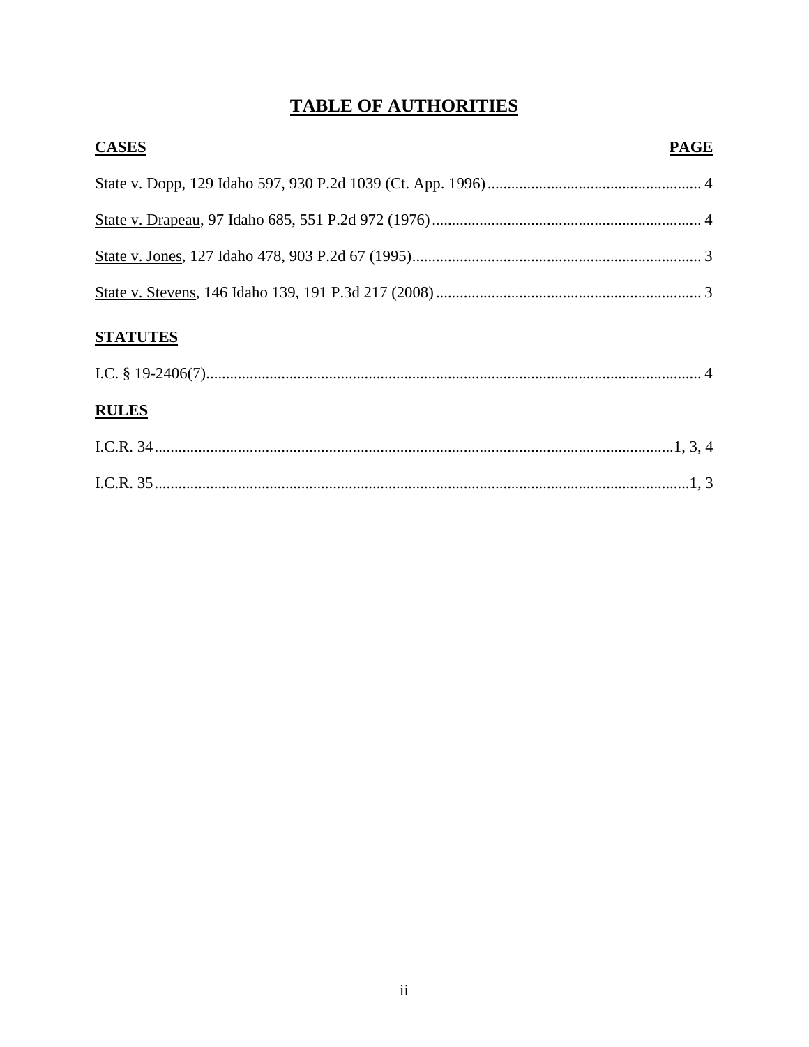# TABLE OF AUTHORITIES

| CASES | PAGE |
| --- | --- |
| State v. Dopp, 129 Idaho 597, 930 P.2d 1039 (Ct. App. 1996) | 4 |
| State v. Drapeau, 97 Idaho 685, 551 P.2d 972 (1976) | 4 |
| State v. Jones, 127 Idaho 478, 903 P.2d 67 (1995) | 3 |
| State v. Stevens, 146 Idaho 139, 191 P.3d 217 (2008) | 3 |

| STATUTES | |
| --- | --- |
| I.C. § 19-2406(7) | 4 |

| RULES | |
| --- | --- |
| I.C.R. 34 | 1, 3, 4 |
| I.C.R. 35 | 1, 3 |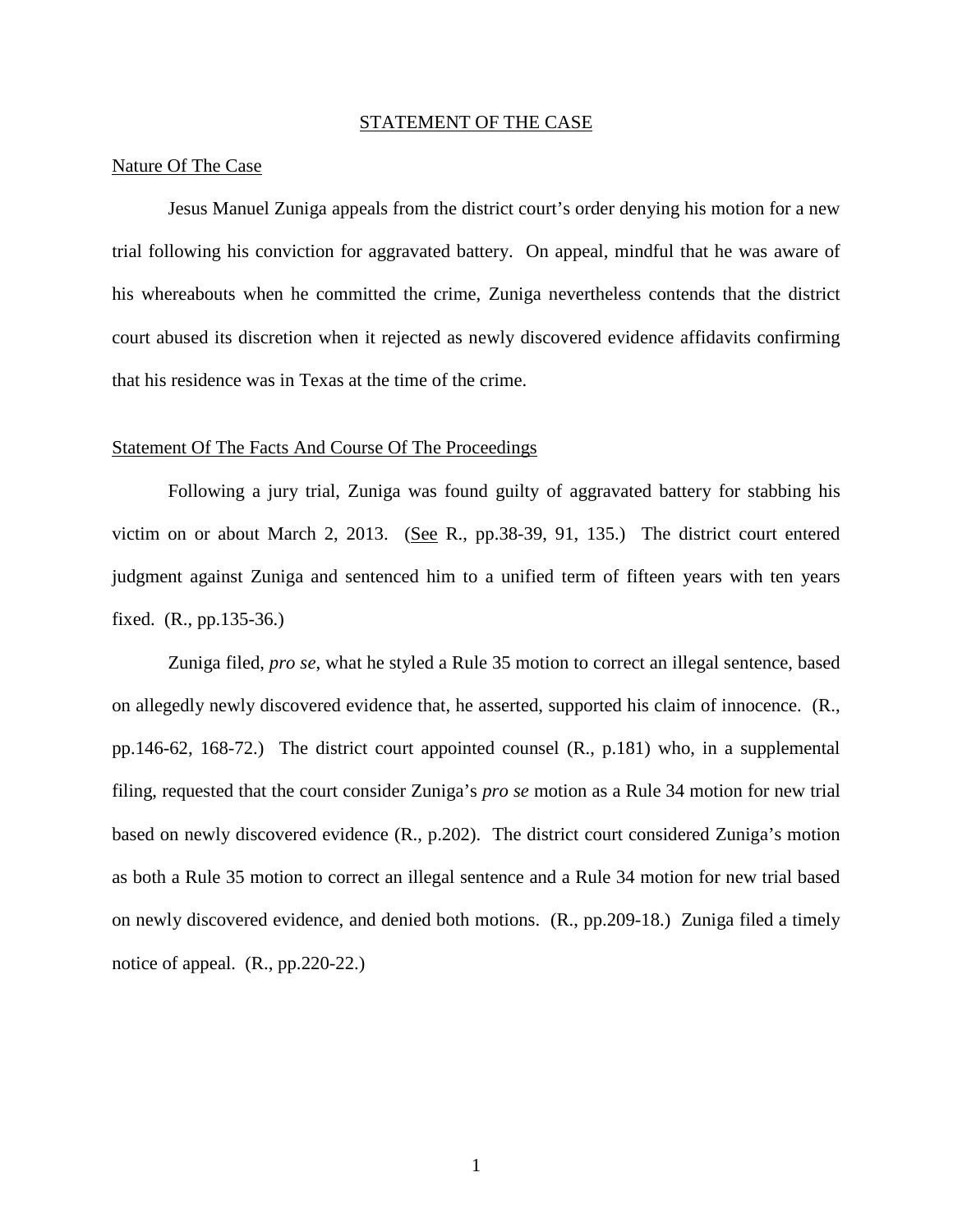## STATEMENT OF THE CASE

### Nature Of The Case

Jesus Manuel Zuniga appeals from the district court's order denying his motion for a new trial following his conviction for aggravated battery. On appeal, mindful that he was aware of his whereabouts when he committed the crime, Zuniga nevertheless contends that the district court abused its discretion when it rejected as newly discovered evidence affidavits confirming that his residence was in Texas at the time of the crime.

### Statement Of The Facts And Course Of The Proceedings

Following a jury trial, Zuniga was found guilty of aggravated battery for stabbing his victim on or about March 2, 2013. (See R., pp.38-39, 91, 135.) The district court entered judgment against Zuniga and sentenced him to a unified term of fifteen years with ten years fixed. (R., pp.135-36.)

Zuniga filed, *pro se*, what he styled a Rule 35 motion to correct an illegal sentence, based on allegedly newly discovered evidence that, he asserted, supported his claim of innocence. (R., pp.146-62, 168-72.) The district court appointed counsel (R., p.181) who, in a supplemental filing, requested that the court consider Zuniga's *pro se* motion as a Rule 34 motion for new trial based on newly discovered evidence (R., p.202). The district court considered Zuniga's motion as both a Rule 35 motion to correct an illegal sentence and a Rule 34 motion for new trial based on newly discovered evidence, and denied both motions. (R., pp.209-18.) Zuniga filed a timely notice of appeal. (R., pp.220-22.)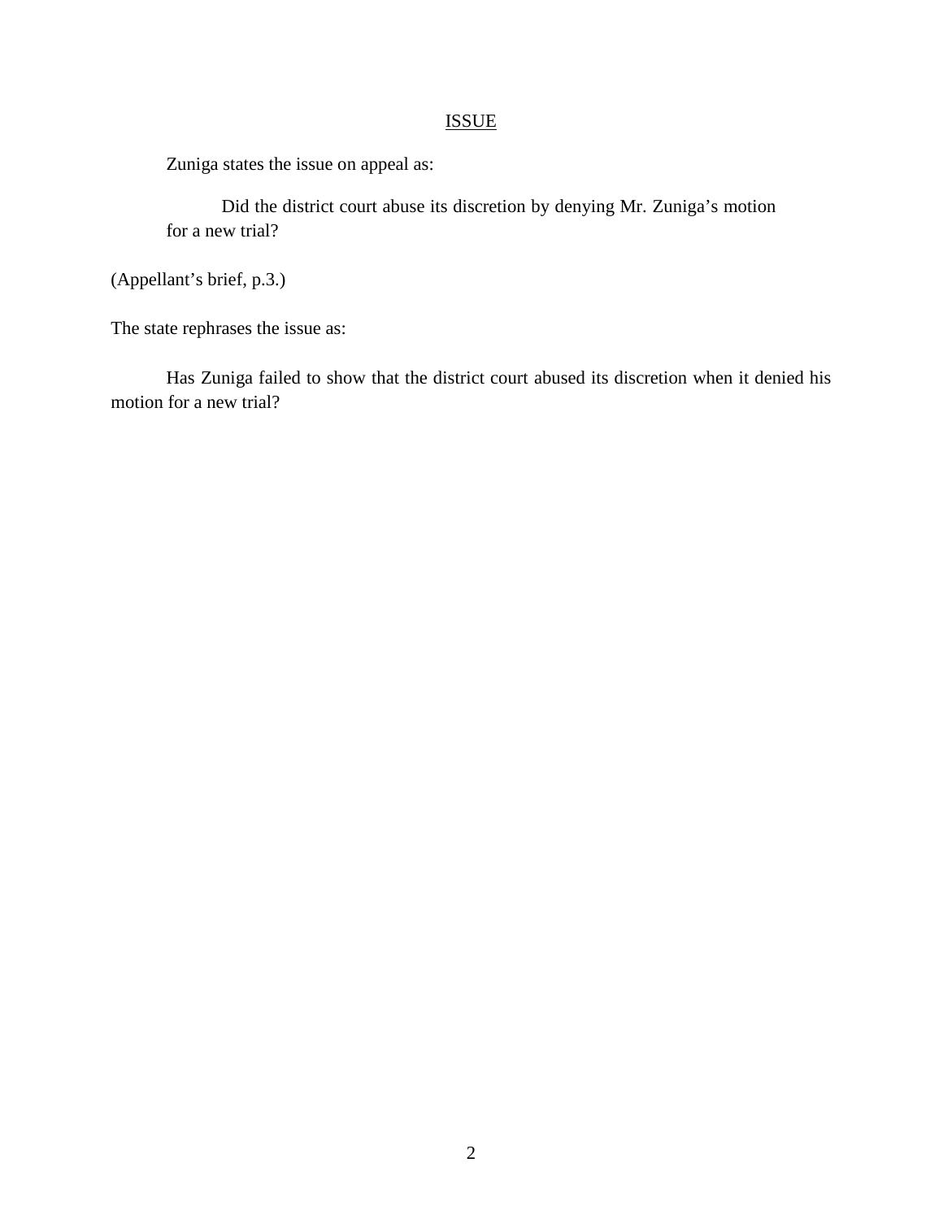## ISSUE

Zuniga states the issue on appeal as:

> Did the district court abuse its discretion by denying Mr. Zuniga's motion for a new trial?

(Appellant's brief, p.3.)

The state rephrases the issue as:

Has Zuniga failed to show that the district court abused its discretion when it denied his motion for a new trial?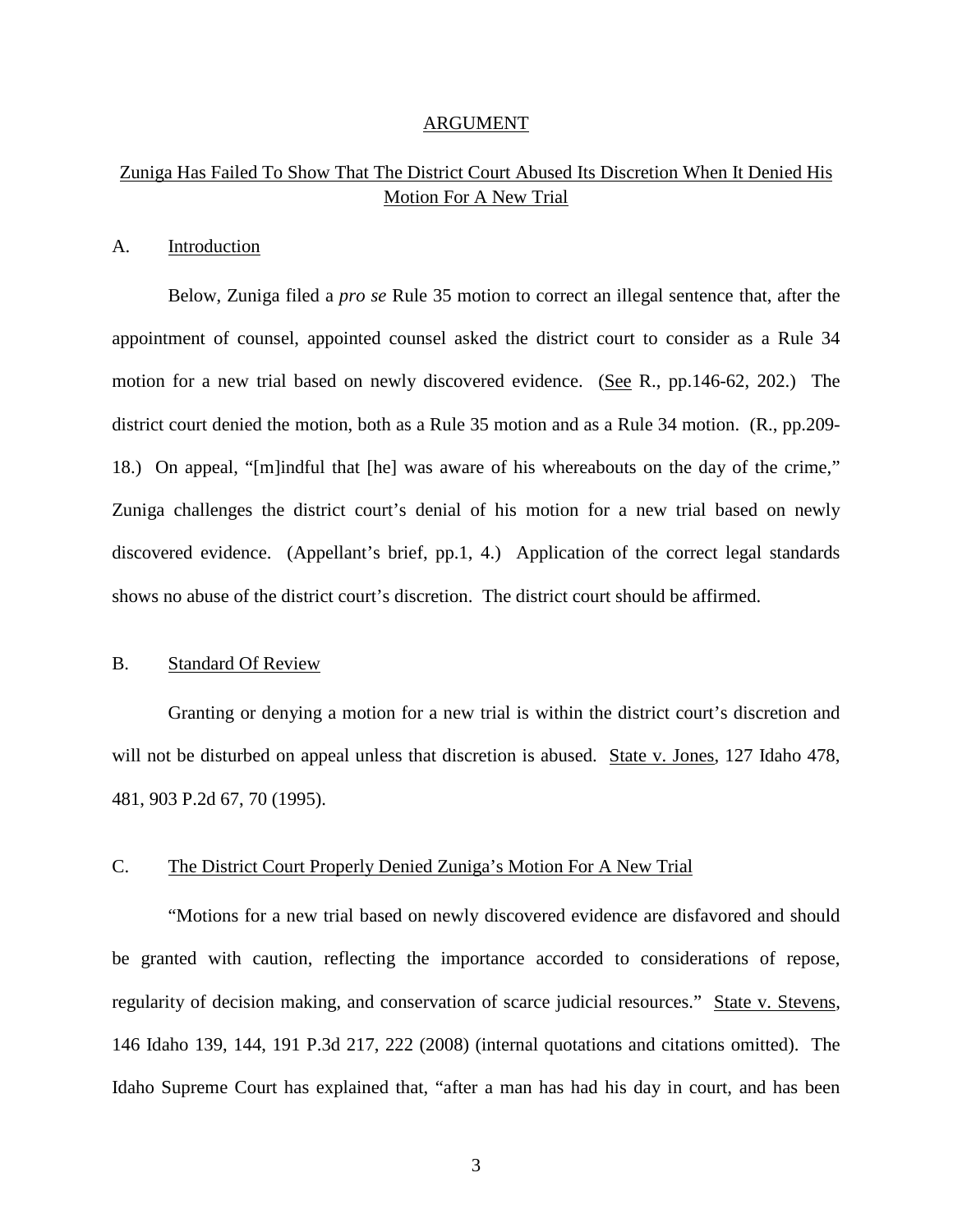# ARGUMENT

## Zuniga Has Failed To Show That The District Court Abused Its Discretion When It Denied His Motion For A New Trial

### A. Introduction

Below, Zuniga filed a *pro se* Rule 35 motion to correct an illegal sentence that, after the appointment of counsel, appointed counsel asked the district court to consider as a Rule 34 motion for a new trial based on newly discovered evidence. (See R., pp.146-62, 202.) The district court denied the motion, both as a Rule 35 motion and as a Rule 34 motion. (R., pp.209-18.) On appeal, "[m]indful that [he] was aware of his whereabouts on the day of the crime," Zuniga challenges the district court's denial of his motion for a new trial based on newly discovered evidence. (Appellant's brief, pp.1, 4.) Application of the correct legal standards shows no abuse of the district court's discretion. The district court should be affirmed.

### B. Standard Of Review

Granting or denying a motion for a new trial is within the district court's discretion and will not be disturbed on appeal unless that discretion is abused. State v. Jones, 127 Idaho 478, 481, 903 P.2d 67, 70 (1995).

### C. The District Court Properly Denied Zuniga's Motion For A New Trial

"Motions for a new trial based on newly discovered evidence are disfavored and should be granted with caution, reflecting the importance accorded to considerations of repose, regularity of decision making, and conservation of scarce judicial resources." State v. Stevens, 146 Idaho 139, 144, 191 P.3d 217, 222 (2008) (internal quotations and citations omitted). The Idaho Supreme Court has explained that, "after a man has had his day in court, and has been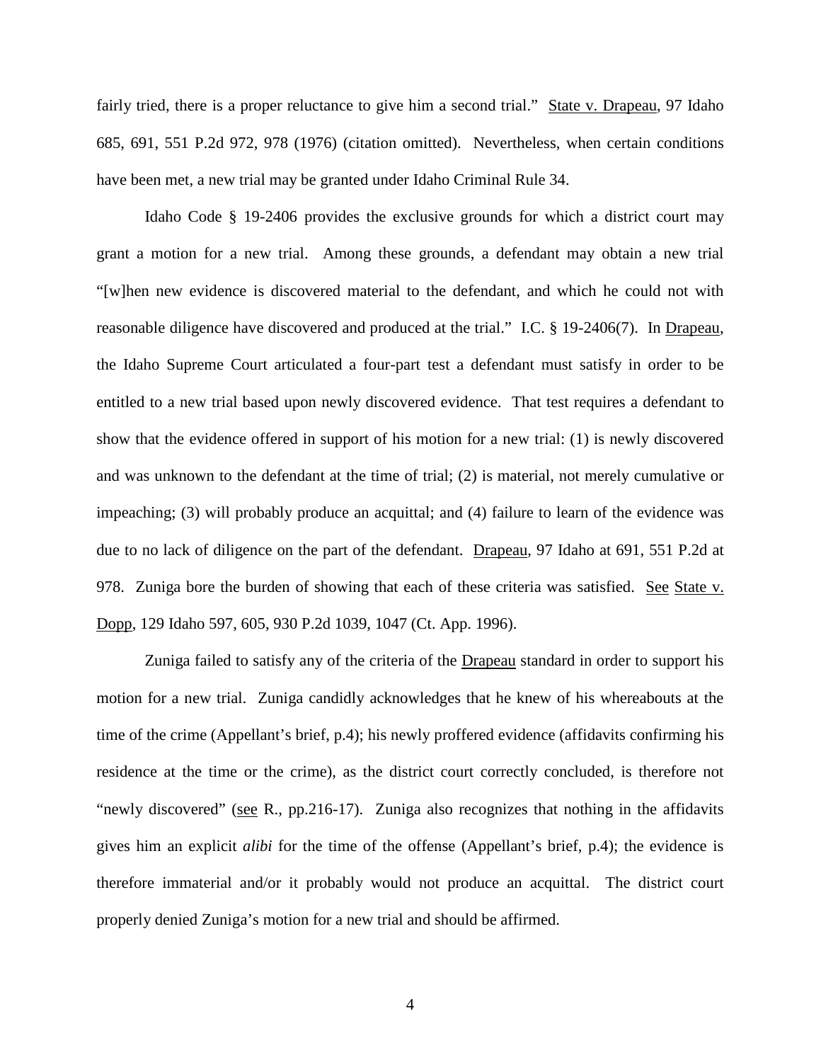fairly tried, there is a proper reluctance to give him a second trial." State v. Drapeau, 97 Idaho 685, 691, 551 P.2d 972, 978 (1976) (citation omitted). Nevertheless, when certain conditions have been met, a new trial may be granted under Idaho Criminal Rule 34.

Idaho Code § 19-2406 provides the exclusive grounds for which a district court may grant a motion for a new trial. Among these grounds, a defendant may obtain a new trial "[w]hen new evidence is discovered material to the defendant, and which he could not with reasonable diligence have discovered and produced at the trial." I.C. § 19-2406(7). In Drapeau, the Idaho Supreme Court articulated a four-part test a defendant must satisfy in order to be entitled to a new trial based upon newly discovered evidence. That test requires a defendant to show that the evidence offered in support of his motion for a new trial: (1) is newly discovered and was unknown to the defendant at the time of trial; (2) is material, not merely cumulative or impeaching; (3) will probably produce an acquittal; and (4) failure to learn of the evidence was due to no lack of diligence on the part of the defendant. Drapeau, 97 Idaho at 691, 551 P.2d at 978. Zuniga bore the burden of showing that each of these criteria was satisfied. See State v. Dopp, 129 Idaho 597, 605, 930 P.2d 1039, 1047 (Ct. App. 1996).

Zuniga failed to satisfy any of the criteria of the Drapeau standard in order to support his motion for a new trial. Zuniga candidly acknowledges that he knew of his whereabouts at the time of the crime (Appellant's brief, p.4); his newly proffered evidence (affidavits confirming his residence at the time or the crime), as the district court correctly concluded, is therefore not "newly discovered" (see R., pp.216-17). Zuniga also recognizes that nothing in the affidavits gives him an explicit *alibi* for the time of the offense (Appellant's brief, p.4); the evidence is therefore immaterial and/or it probably would not produce an acquittal. The district court properly denied Zuniga's motion for a new trial and should be affirmed.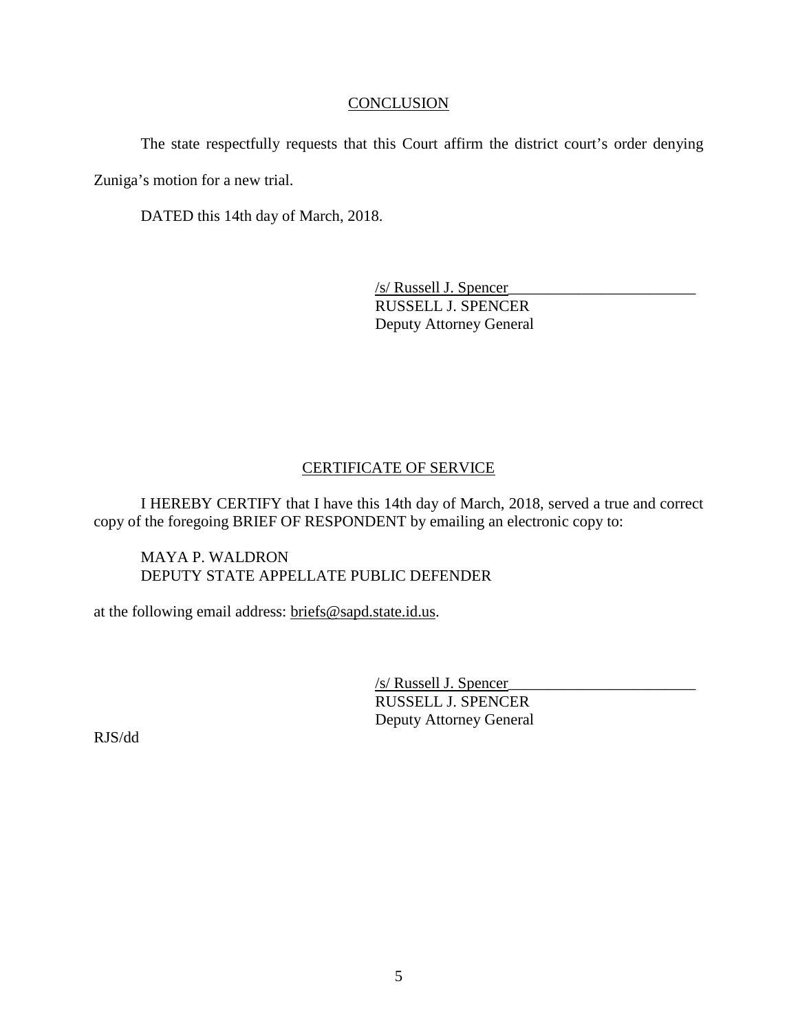## CONCLUSION

The state respectfully requests that this Court affirm the district court's order denying Zuniga's motion for a new trial.

DATED this 14th day of March, 2018.

/s/ Russell J. Spencer
RUSSELL J. SPENCER
Deputy Attorney General

## CERTIFICATE OF SERVICE

I HEREBY CERTIFY that I have this 14th day of March, 2018, served a true and correct copy of the foregoing BRIEF OF RESPONDENT by emailing an electronic copy to:

MAYA P. WALDRON
DEPUTY STATE APPELLATE PUBLIC DEFENDER

at the following email address: briefs@sapd.state.id.us.

/s/ Russell J. Spencer
RUSSELL J. SPENCER
Deputy Attorney General

RJS/dd